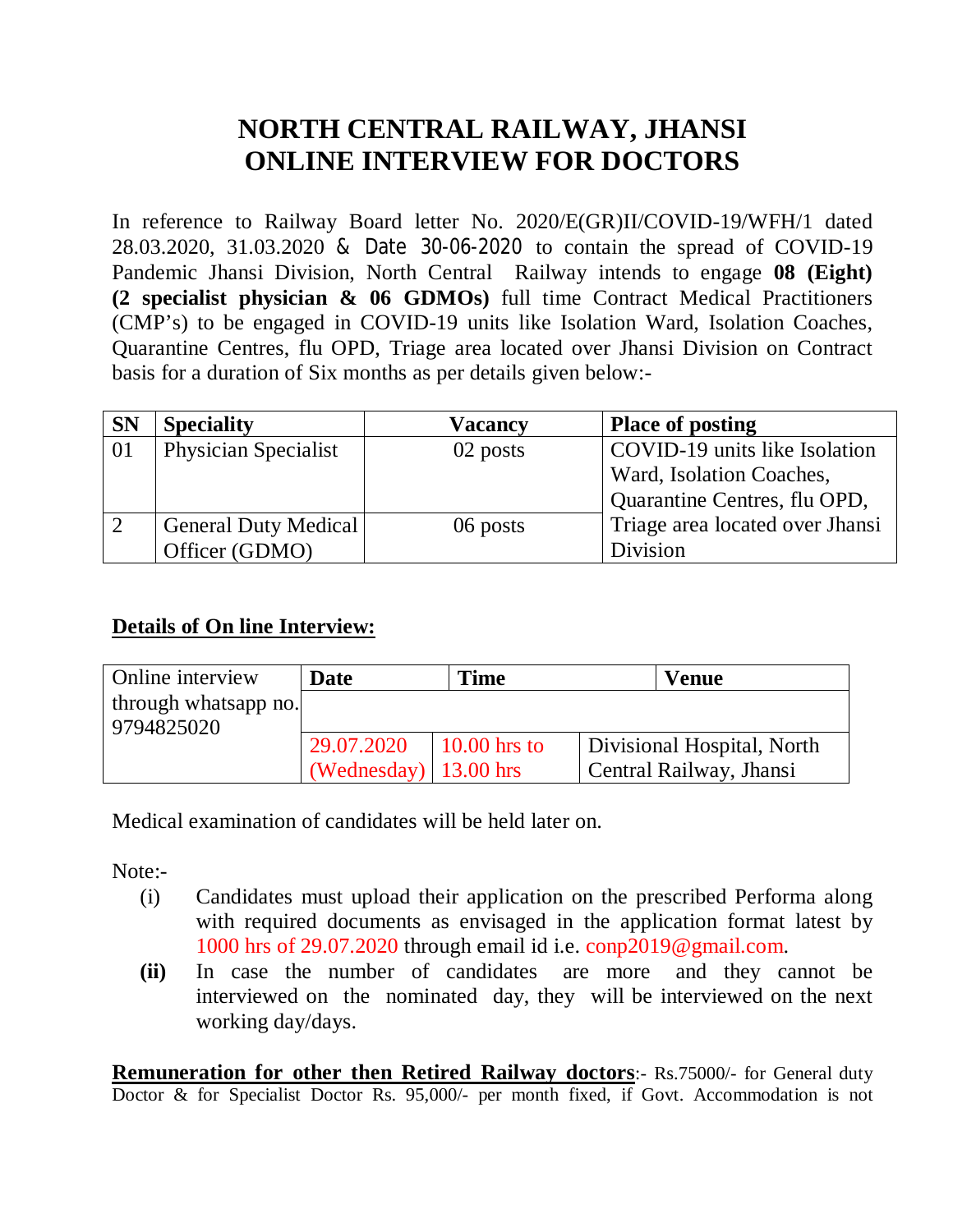# NORTH CENTRAL RAILWAY, JHANSI
# ONLINE INTERVIEW FOR DOCTORS

In reference to Railway Board letter No. 2020/E(GR)II/COVID-19/WFH/1 dated 28.03.2020, 31.03.2020 & Date 30-06-2020 to contain the spread of COVID-19 Pandemic Jhansi Division, North Central Railway intends to engage **08 (Eight) (2 specialist physician & 06 GDMOs)** full time Contract Medical Practitioners (CMP's) to be engaged in COVID-19 units like Isolation Ward, Isolation Coaches, Quarantine Centres, flu OPD, Triage area located over Jhansi Division on Contract basis for a duration of Six months as per details given below:-

| SN | Speciality | Vacancy | Place of posting |
|---|---|---|---|
| 01 | Physician Specialist | 02 posts | COVID-19 units like Isolation Ward, Isolation Coaches, Quarantine Centres, flu OPD, Triage area located over Jhansi Division |
| 2 | General Duty Medical Officer (GDMO) | 06 posts | |

## Details of On line Interview:

| Online interview through whatsapp no. 9794825020 | Date | Time | Venue |
|---|---|---|---|
| | 29.07.2020 (Wednesday) | 10.00 hrs to 13.00 hrs | Divisional Hospital, North Central Railway, Jhansi |

Medical examination of candidates will be held later on.

Note:-

(i) Candidates must upload their application on the prescribed Performa along with required documents as envisaged in the application format latest by 1000 hrs of 29.07.2020 through email id i.e. conp2019@gmail.com.

**(ii)** In case the number of candidates are more and they cannot be interviewed on the nominated day, they will be interviewed on the next working day/days.

**Remuneration for other then Retired Railway doctors**:- Rs.75000/- for General duty Doctor & for Specialist Doctor Rs. 95,000/- per month fixed, if Govt. Accommodation is not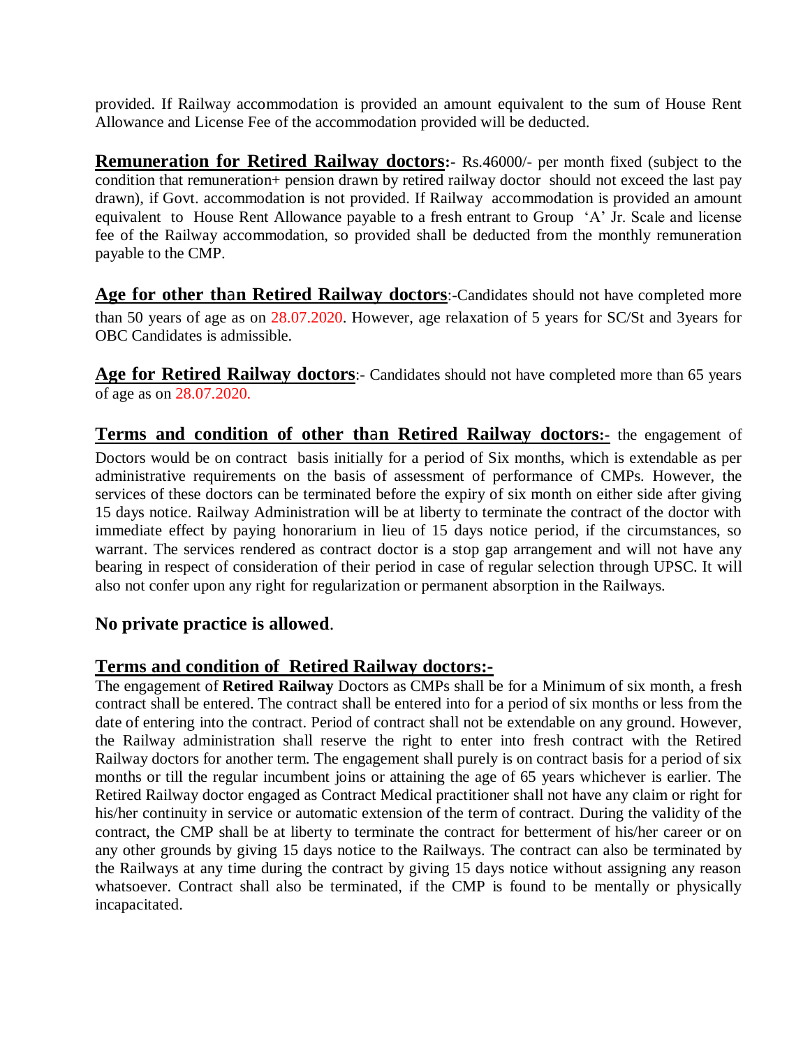provided. If Railway accommodation is provided an amount equivalent to the sum of House Rent Allowance and License Fee of the accommodation provided will be deducted.

**Remuneration for Retired Railway doctors:-** Rs.46000/- per month fixed (subject to the condition that remuneration+ pension drawn by retired railway doctor should not exceed the last pay drawn), if Govt. accommodation is not provided. If Railway accommodation is provided an amount equivalent to House Rent Allowance payable to a fresh entrant to Group 'A' Jr. Scale and license fee of the Railway accommodation, so provided shall be deducted from the monthly remuneration payable to the CMP.

**Age for other than Retired Railway doctors**:-Candidates should not have completed more than 50 years of age as on 28.07.2020. However, age relaxation of 5 years for SC/St and 3years for OBC Candidates is admissible.

**Age for Retired Railway doctors**:- Candidates should not have completed more than 65 years of age as on 28.07.2020.

**Terms and condition of other than Retired Railway doctors:-** the engagement of Doctors would be on contract basis initially for a period of Six months, which is extendable as per administrative requirements on the basis of assessment of performance of CMPs. However, the services of these doctors can be terminated before the expiry of six month on either side after giving 15 days notice. Railway Administration will be at liberty to terminate the contract of the doctor with immediate effect by paying honorarium in lieu of 15 days notice period, if the circumstances, so warrant. The services rendered as contract doctor is a stop gap arrangement and will not have any bearing in respect of consideration of their period in case of regular selection through UPSC. It will also not confer upon any right for regularization or permanent absorption in the Railways.

**No private practice is allowed**.

**Terms and condition of Retired Railway doctors:-**

The engagement of **Retired Railway** Doctors as CMPs shall be for a Minimum of six month, a fresh contract shall be entered. The contract shall be entered into for a period of six months or less from the date of entering into the contract. Period of contract shall not be extendable on any ground. However, the Railway administration shall reserve the right to enter into fresh contract with the Retired Railway doctors for another term. The engagement shall purely is on contract basis for a period of six months or till the regular incumbent joins or attaining the age of 65 years whichever is earlier. The Retired Railway doctor engaged as Contract Medical practitioner shall not have any claim or right for his/her continuity in service or automatic extension of the term of contract. During the validity of the contract, the CMP shall be at liberty to terminate the contract for betterment of his/her career or on any other grounds by giving 15 days notice to the Railways. The contract can also be terminated by the Railways at any time during the contract by giving 15 days notice without assigning any reason whatsoever. Contract shall also be terminated, if the CMP is found to be mentally or physically incapacitated.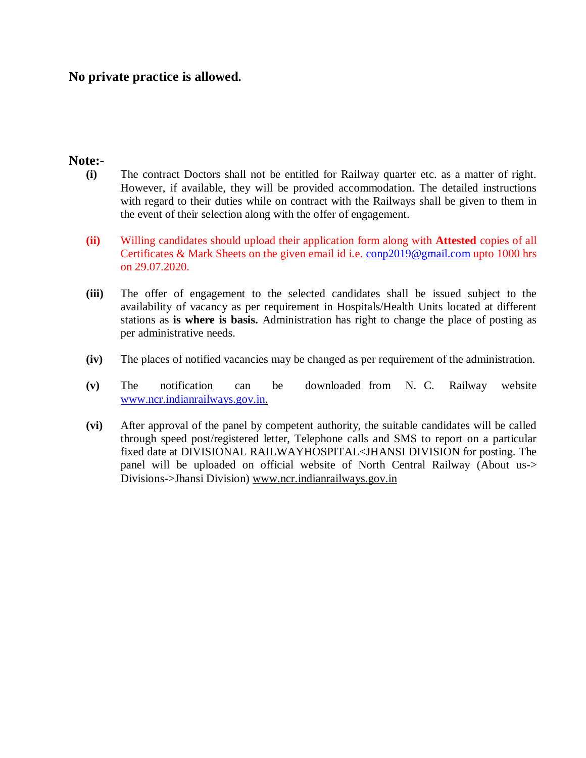**No private practice is allowed.**

**Note:-**

**(i)** The contract Doctors shall not be entitled for Railway quarter etc. as a matter of right. However, if available, they will be provided accommodation. The detailed instructions with regard to their duties while on contract with the Railways shall be given to them in the event of their selection along with the offer of engagement.

**(ii)** Willing candidates should upload their application form along with **Attested** copies of all Certificates & Mark Sheets on the given email id i.e. conp2019@gmail.com upto 1000 hrs on 29.07.2020.

**(iii)** The offer of engagement to the selected candidates shall be issued subject to the availability of vacancy as per requirement in Hospitals/Health Units located at different stations as **is where is basis.** Administration has right to change the place of posting as per administrative needs.

**(iv)** The places of notified vacancies may be changed as per requirement of the administration.

**(v)** The notification can be downloaded from N. C. Railway website www.ncr.indianrailways.gov.in.

**(vi)** After approval of the panel by competent authority, the suitable candidates will be called through speed post/registered letter, Telephone calls and SMS to report on a particular fixed date at DIVISIONAL RAILWAYHOSPITAL<JHANSI DIVISION for posting. The panel will be uploaded on official website of North Central Railway (About us-> Divisions->Jhansi Division) www.ncr.indianrailways.gov.in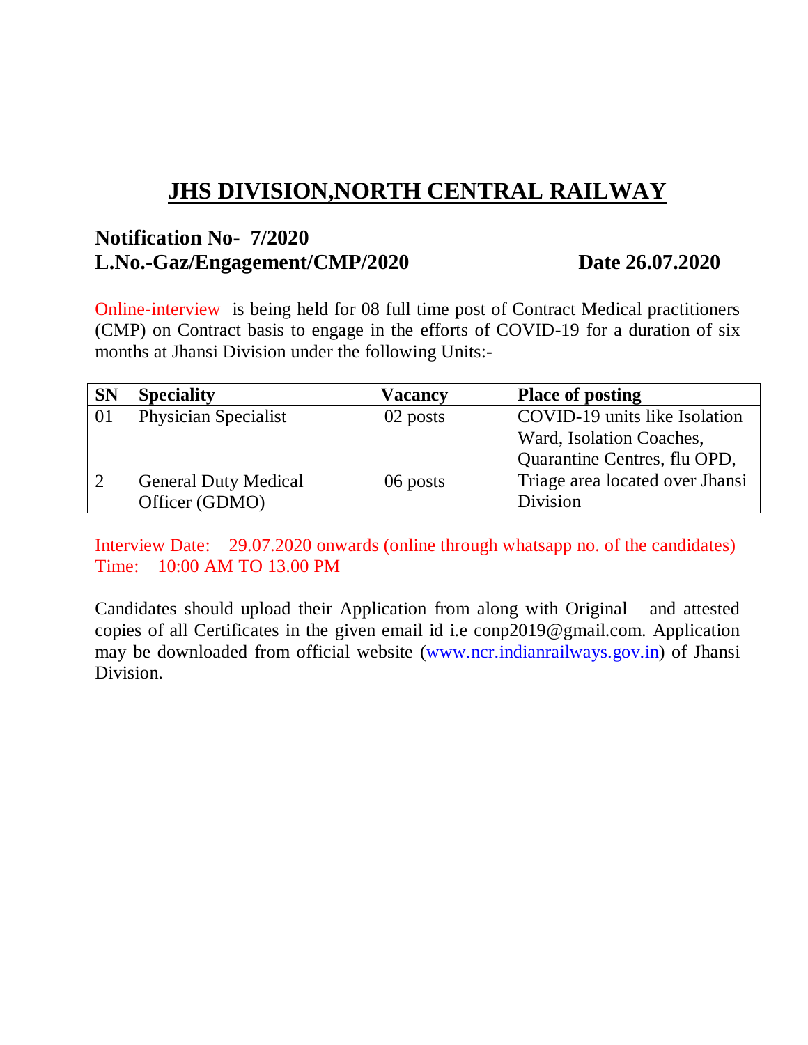# JHS DIVISION,NORTH CENTRAL RAILWAY

**Notification No- 7/2020**
**L.No.-Gaz/Engagement/CMP/2020** **Date 26.07.2020**

Online-interview is being held for 08 full time post of Contract Medical practitioners (CMP) on Contract basis to engage in the efforts of COVID-19 for a duration of six months at Jhansi Division under the following Units:-

| SN | Speciality | Vacancy | Place of posting |
|---|---|---|---|
| 01 | Physician Specialist | 02 posts | COVID-19 units like Isolation Ward, Isolation Coaches, Quarantine Centres, flu OPD, Triage area located over Jhansi Division |
| 2 | General Duty Medical Officer (GDMO) | 06 posts | |

Interview Date: 29.07.2020 onwards (online through whatsapp no. of the candidates)
Time: 10:00 AM TO 13.00 PM

Candidates should upload their Application from along with Original and attested copies of all Certificates in the given email id i.e conp2019@gmail.com. Application may be downloaded from official website (www.ncr.indianrailways.gov.in) of Jhansi Division.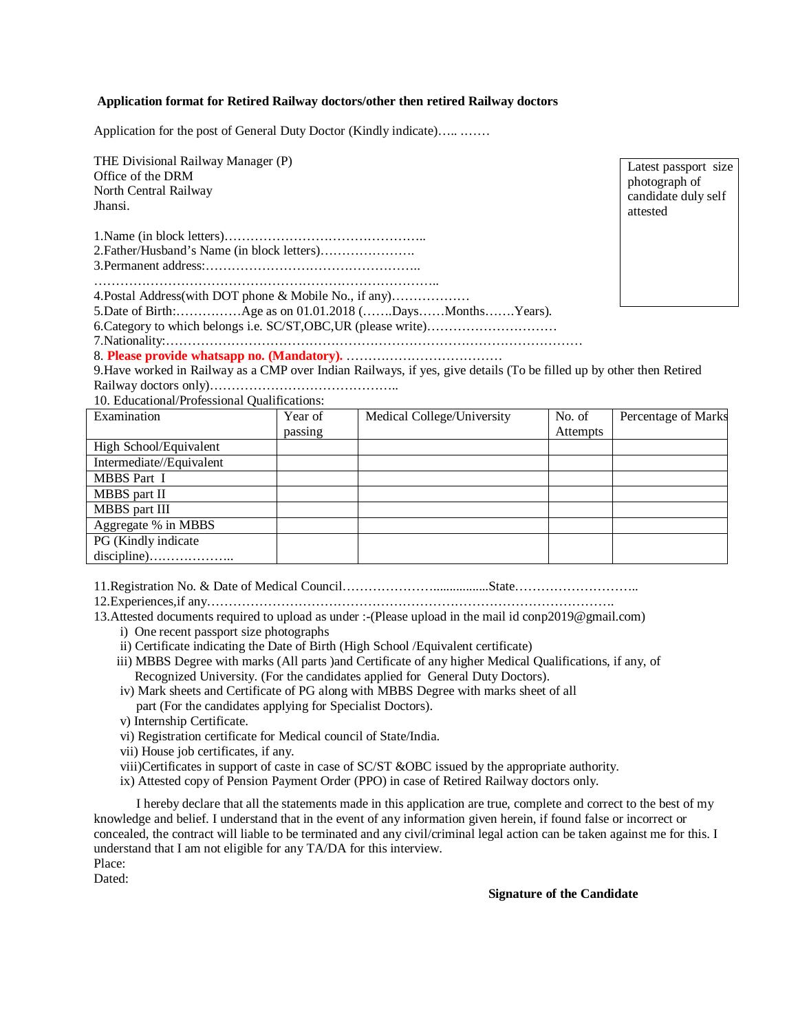**Application format for Retired Railway doctors/other then retired Railway doctors**

Application for the post of General Duty Doctor (Kindly indicate)….. …….

THE Divisional Railway Manager (P)
Office of the DRM
North Central Railway
Jhansi.

Latest passport size photograph of candidate duly self attested

1.Name (in block letters)………………………………………..
2.Father/Husband's Name (in block letters)………………….
3.Permanent address:…………………………………………..
……………………………………………………………………..
4.Postal Address(with DOT phone & Mobile No., if any)………………
5.Date of Birth:……………Age as on 01.01.2018 (…….Days……Months…….Years).
6.Category to which belongs i.e. SC/ST,OBC,UR (please write)…………………………
7.Nationality:……………………………………………………………………………………
8. **Please provide whatsapp no. (Mandatory).** ………………………………
9.Have worked in Railway as a CMP over Indian Railways, if yes, give details (To be filled up by other then Retired Railway doctors only)……………………………………..
10. Educational/Professional Qualifications:

| Examination | Year of passing | Medical College/University | No. of Attempts | Percentage of Marks |
|---|---|---|---|---|
| High School/Equivalent | | | | |
| Intermediate//Equivalent | | | | |
| MBBS Part I | | | | |
| MBBS part II | | | | |
| MBBS part III | | | | |
| Aggregate % in MBBS | | | | |
| PG (Kindly indicate discipline)……………….. | | | | |

11.Registration No. & Date of Medical Council…………………................State………………………..
12.Experiences,if any…………………………………………………………………………………….
13.Attested documents required to upload as under :-(Please upload in the mail id conp2019@gmail.com)

i) One recent passport size photographs
ii) Certificate indicating the Date of Birth (High School /Equivalent certificate)
iii) MBBS Degree with marks (All parts )and Certificate of any higher Medical Qualifications, if any, of Recognized University. (For the candidates applied for General Duty Doctors).
iv) Mark sheets and Certificate of PG along with MBBS Degree with marks sheet of all part (For the candidates applying for Specialist Doctors).
v) Internship Certificate.
vi) Registration certificate for Medical council of State/India.
vii) House job certificates, if any.
viii)Certificates in support of caste in case of SC/ST &OBC issued by the appropriate authority.
ix) Attested copy of Pension Payment Order (PPO) in case of Retired Railway doctors only.

I hereby declare that all the statements made in this application are true, complete and correct to the best of my knowledge and belief. I understand that in the event of any information given herein, if found false or incorrect or concealed, the contract will liable to be terminated and any civil/criminal legal action can be taken against me for this. I understand that I am not eligible for any TA/DA for this interview.

Place:
Dated:

**Signature of the Candidate**